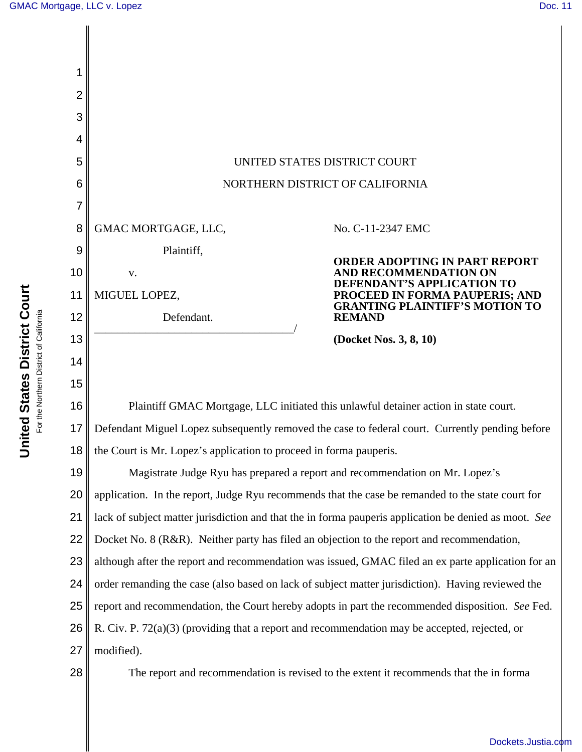UNITED STATES DISTRICT COURT

NORTHERN DISTRICT OF CALIFORNIA

GMAC MORTGAGE, LLC,

Plaintiff,

v.

MIGUEL LOPEZ,

Defendant.

No. C-11-2347 EMC

**ORDER ADOPTING IN PART REPORT AND RECOMMENDATION ON DEFENDANT'S APPLICATION TO PROCEED IN FORMA PAUPERIS; AND GRANTING PLAINTIFF'S MOTION TO REMAND**

**(Docket Nos. 3, 8, 10)**

Plaintiff GMAC Mortgage, LLC initiated this unlawful detainer action in state court. Defendant Miguel Lopez subsequently removed the case to federal court. Currently pending before the Court is Mr. Lopez's application to proceed in forma pauperis.

Magistrate Judge Ryu has prepared a report and recommendation on Mr. Lopez's application. In the report, Judge Ryu recommends that the case be remanded to the state court for lack of subject matter jurisdiction and that the in forma pauperis application be denied as moot. *See* Docket No. 8 (R&R). Neither party has filed an objection to the report and recommendation, although after the report and recommendation was issued, GMAC filed an ex parte application for an order remanding the case (also based on lack of subject matter jurisdiction). Having reviewed the report and recommendation, the Court hereby adopts in part the recommended disposition. *See* Fed. R. Civ. P. 72(a)(3) (providing that a report and recommendation may be accepted, rejected, or modified).

The report and recommendation is revised to the extent it recommends that the in forma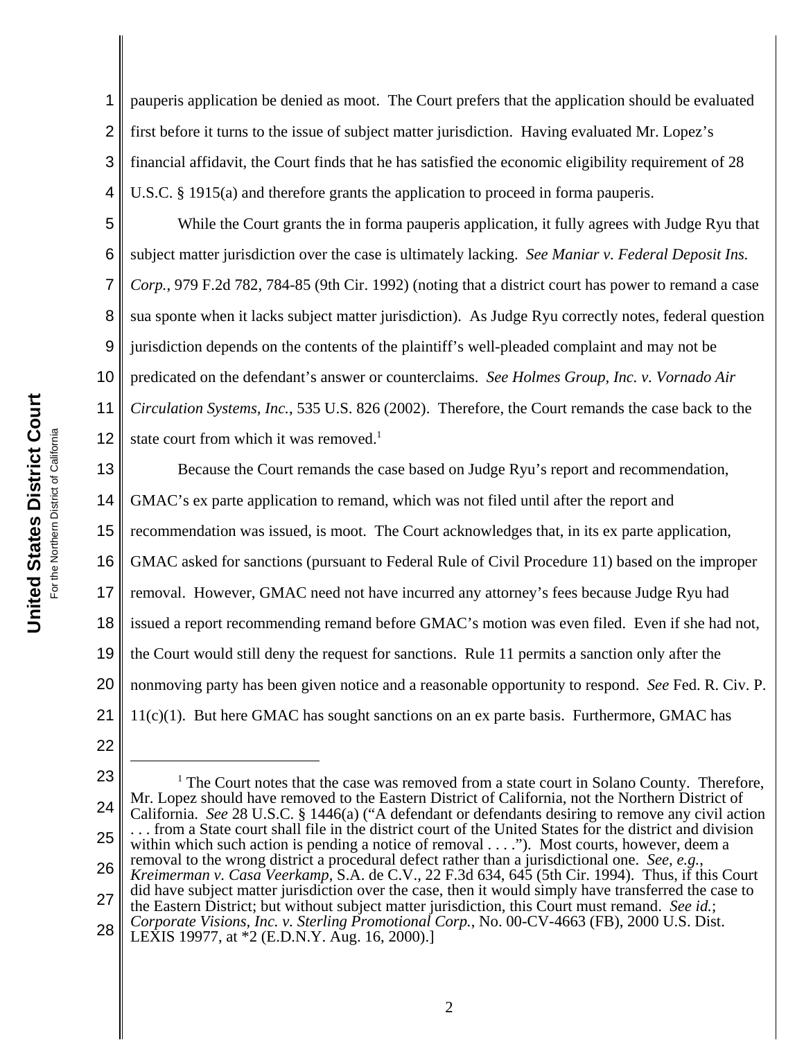pauperis application be denied as moot. The Court prefers that the application should be evaluated first before it turns to the issue of subject matter jurisdiction. Having evaluated Mr. Lopez's financial affidavit, the Court finds that he has satisfied the economic eligibility requirement of 28 U.S.C. § 1915(a) and therefore grants the application to proceed in forma pauperis.

While the Court grants the in forma pauperis application, it fully agrees with Judge Ryu that subject matter jurisdiction over the case is ultimately lacking. *See Maniar v. Federal Deposit Ins. Corp.*, 979 F.2d 782, 784-85 (9th Cir. 1992) (noting that a district court has power to remand a case sua sponte when it lacks subject matter jurisdiction). As Judge Ryu correctly notes, federal question jurisdiction depends on the contents of the plaintiff's well-pleaded complaint and may not be predicated on the defendant's answer or counterclaims. *See Holmes Group, Inc. v. Vornado Air Circulation Systems, Inc.*, 535 U.S. 826 (2002). Therefore, the Court remands the case back to the state court from which it was removed.[1]

Because the Court remands the case based on Judge Ryu's report and recommendation, GMAC's ex parte application to remand, which was not filed until after the report and recommendation was issued, is moot. The Court acknowledges that, in its ex parte application, GMAC asked for sanctions (pursuant to Federal Rule of Civil Procedure 11) based on the improper removal. However, GMAC need not have incurred any attorney's fees because Judge Ryu had issued a report recommending remand before GMAC's motion was even filed. Even if she had not, the Court would still deny the request for sanctions. Rule 11 permits a sanction only after the nonmoving party has been given notice and a reasonable opportunity to respond. *See* Fed. R. Civ. P. 11(c)(1). But here GMAC has sought sanctions on an ex parte basis. Furthermore, GMAC has

---

[1] The Court notes that the case was removed from a state court in Solano County. Therefore, Mr. Lopez should have removed to the Eastern District of California, not the Northern District of California. *See* 28 U.S.C. § 1446(a) ("A defendant or defendants desiring to remove any civil action . . . from a State court shall file in the district court of the United States for the district and division within which such action is pending a notice of removal . . . ."). Most courts, however, deem a removal to the wrong district a procedural defect rather than a jurisdictional one. *See, e.g.*, *Kreimerman v. Casa Veerkamp*, S.A. de C.V., 22 F.3d 634, 645 (5th Cir. 1994). Thus, if this Court did have subject matter jurisdiction over the case, then it would simply have transferred the case to the Eastern District; but without subject matter jurisdiction, this Court must remand. *See id.*; *Corporate Visions, Inc. v. Sterling Promotional Corp.*, No. 00-CV-4663 (FB), 2000 U.S. Dist. LEXIS 19977, at *2 (E.D.N.Y. Aug. 16, 2000).]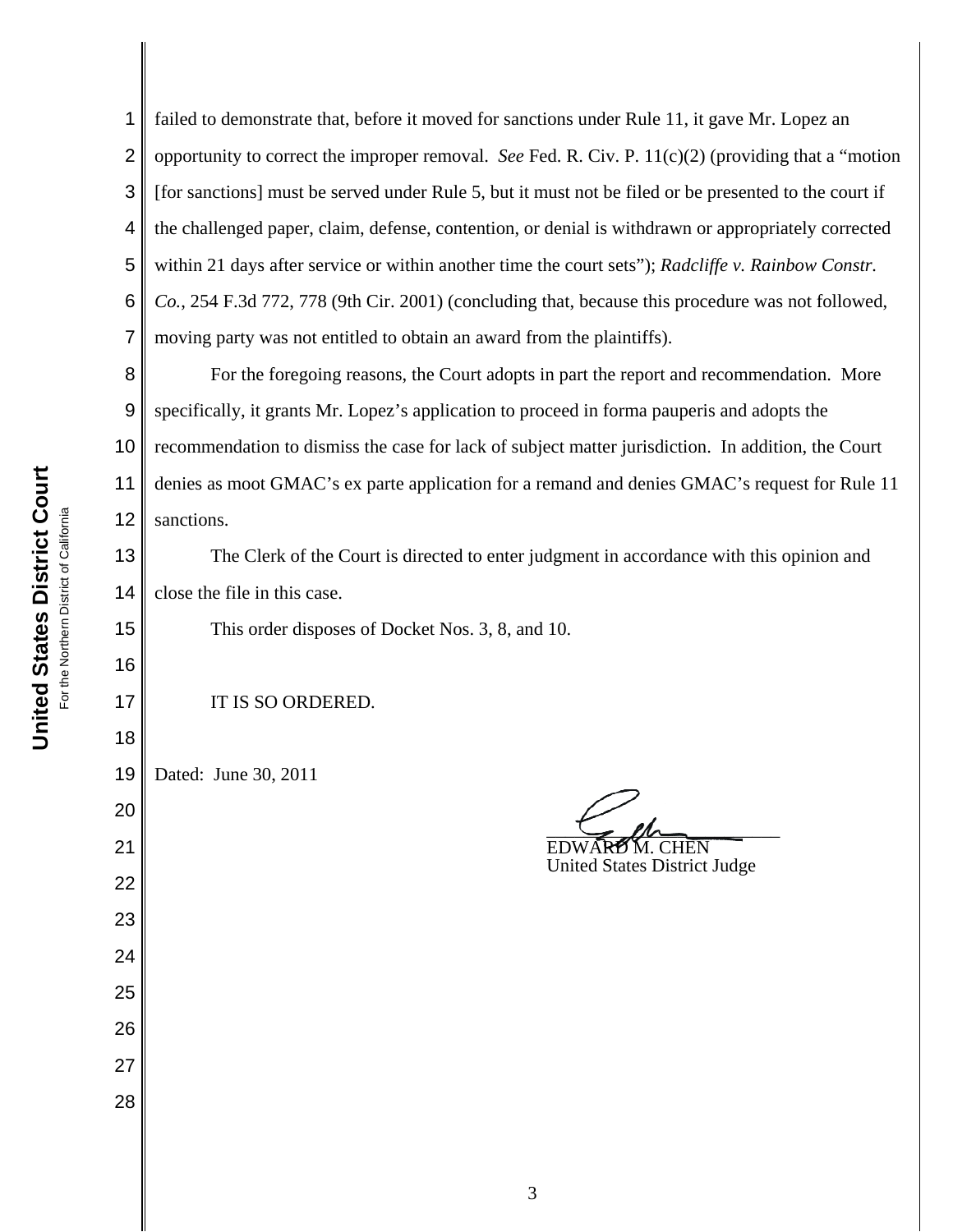failed to demonstrate that, before it moved for sanctions under Rule 11, it gave Mr. Lopez an opportunity to correct the improper removal. *See* Fed. R. Civ. P. 11(c)(2) (providing that a "motion [for sanctions] must be served under Rule 5, but it must not be filed or be presented to the court if the challenged paper, claim, defense, contention, or denial is withdrawn or appropriately corrected within 21 days after service or within another time the court sets"); *Radcliffe v. Rainbow Constr. Co.*, 254 F.3d 772, 778 (9th Cir. 2001) (concluding that, because this procedure was not followed, moving party was not entitled to obtain an award from the plaintiffs).

For the foregoing reasons, the Court adopts in part the report and recommendation. More specifically, it grants Mr. Lopez's application to proceed in forma pauperis and adopts the recommendation to dismiss the case for lack of subject matter jurisdiction. In addition, the Court denies as moot GMAC's ex parte application for a remand and denies GMAC's request for Rule 11 sanctions.

The Clerk of the Court is directed to enter judgment in accordance with this opinion and close the file in this case.

This order disposes of Docket Nos. 3, 8, and 10.

IT IS SO ORDERED.

Dated: June 30, 2011

EDWARD M. CHEN
United States District Judge